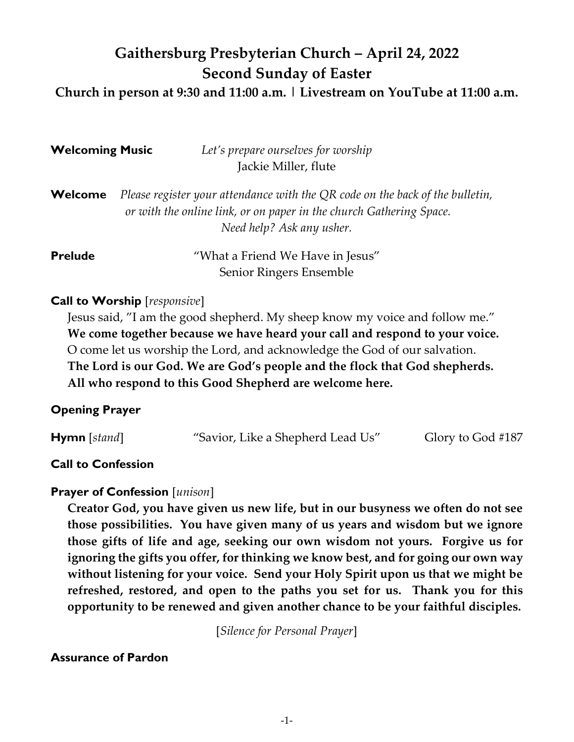# Gaithersburg Presbyterian Church – April 24, 2022
## Second Sunday of Easter
### Church in person at 9:30 and 11:00 a.m. | Livestream on YouTube at 11:00 a.m.

**Welcoming Music** *Let's prepare ourselves for worship*
Jackie Miller, flute

**Welcome** *Please register your attendance with the QR code on the back of the bulletin, or with the online link, or on paper in the church Gathering Space. Need help? Ask any usher.*

**Prelude** "What a Friend We Have in Jesus"
Senior Ringers Ensemble

**Call to Worship** [*responsive*]

Jesus said, "I am the good shepherd. My sheep know my voice and follow me."
**We come together because we have heard your call and respond to your voice.**
O come let us worship the Lord, and acknowledge the God of our salvation.
**The Lord is our God. We are God's people and the flock that God shepherds.**
**All who respond to this Good Shepherd are welcome here.**

**Opening Prayer**

**Hymn** [*stand*] "Savior, Like a Shepherd Lead Us" Glory to God #187

**Call to Confession**

**Prayer of Confession** [*unison*]

**Creator God, you have given us new life, but in our busyness we often do not see those possibilities. You have given many of us years and wisdom but we ignore those gifts of life and age, seeking our own wisdom not yours. Forgive us for ignoring the gifts you offer, for thinking we know best, and for going our own way without listening for your voice. Send your Holy Spirit upon us that we might be refreshed, restored, and open to the paths you set for us. Thank you for this opportunity to be renewed and given another chance to be your faithful disciples.**

[*Silence for Personal Prayer*]

**Assurance of Pardon**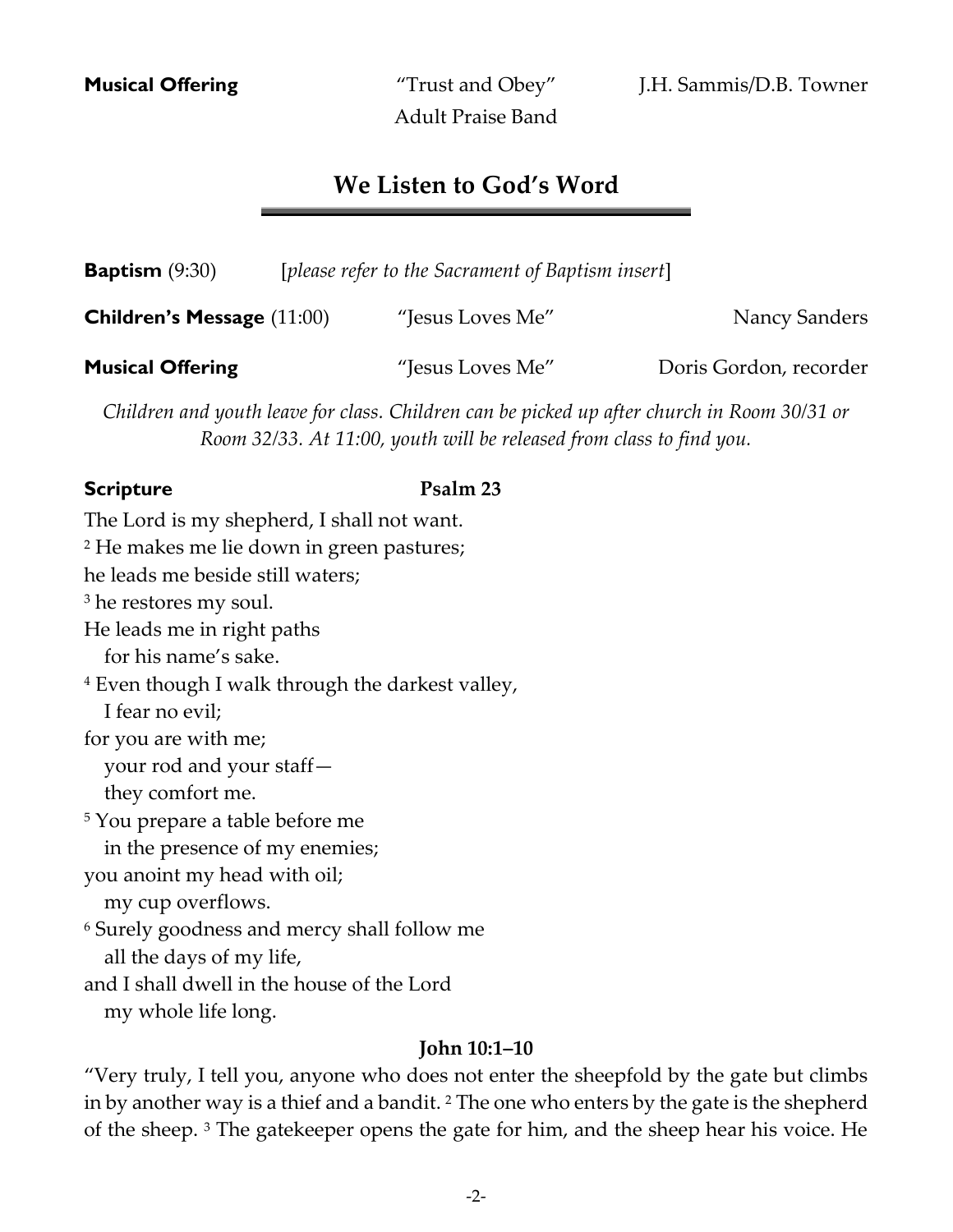**Musical Offering** "Trust and Obey" J.H. Sammis/D.B. Towner
Adult Praise Band

## We Listen to God's Word

**Baptism** (9:30) [*please refer to the Sacrament of Baptism insert*]

**Children's Message** (11:00) "Jesus Loves Me" Nancy Sanders

**Musical Offering** "Jesus Loves Me" Doris Gordon, recorder

*Children and youth leave for class. Children can be picked up after church in Room 30/31 or Room 32/33. At 11:00, youth will be released from class to find you.*

**Scripture** **Psalm 23**

The Lord is my shepherd, I shall not want.
[2] He makes me lie down in green pastures;
he leads me beside still waters;
[3] he restores my soul.
He leads me in right paths
for his name's sake.
[4] Even though I walk through the darkest valley,
I fear no evil;
for you are with me;
your rod and your staff—
they comfort me.
[5] You prepare a table before me
in the presence of my enemies;
you anoint my head with oil;
my cup overflows.
[6] Surely goodness and mercy shall follow me
all the days of my life,
and I shall dwell in the house of the Lord
my whole life long.

**John 10:1–10**

"Very truly, I tell you, anyone who does not enter the sheepfold by the gate but climbs in by another way is a thief and a bandit. [2] The one who enters by the gate is the shepherd of the sheep. [3] The gatekeeper opens the gate for him, and the sheep hear his voice. He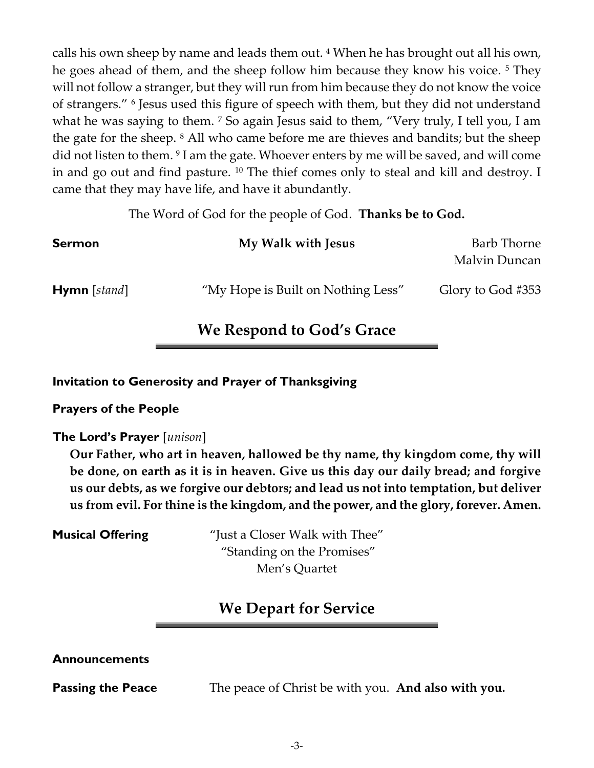calls his own sheep by name and leads them out. [4] When he has brought out all his own, he goes ahead of them, and the sheep follow him because they know his voice. [5] They will not follow a stranger, but they will run from him because they do not know the voice of strangers." [6] Jesus used this figure of speech with them, but they did not understand what he was saying to them. [7] So again Jesus said to them, "Very truly, I tell you, I am the gate for the sheep. [8] All who came before me are thieves and bandits; but the sheep did not listen to them. [9] I am the gate. Whoever enters by me will be saved, and will come in and go out and find pasture. [10] The thief comes only to steal and kill and destroy. I came that they may have life, and have it abundantly.

The Word of God for the people of God. **Thanks be to God.**

**Sermon** — **My Walk with Jesus** — Barb Thorne, Malvin Duncan

**Hymn** [*stand*] — "My Hope is Built on Nothing Less" — Glory to God #353

## We Respond to God's Grace

**Invitation to Generosity and Prayer of Thanksgiving**

**Prayers of the People**

**The Lord's Prayer** [*unison*]

**Our Father, who art in heaven, hallowed be thy name, thy kingdom come, thy will be done, on earth as it is in heaven. Give us this day our daily bread; and forgive us our debts, as we forgive our debtors; and lead us not into temptation, but deliver us from evil. For thine is the kingdom, and the power, and the glory, forever. Amen.**

**Musical Offering** — "Just a Closer Walk with Thee"
"Standing on the Promises"
Men's Quartet

## We Depart for Service

**Announcements**

**Passing the Peace** — The peace of Christ be with you. **And also with you.**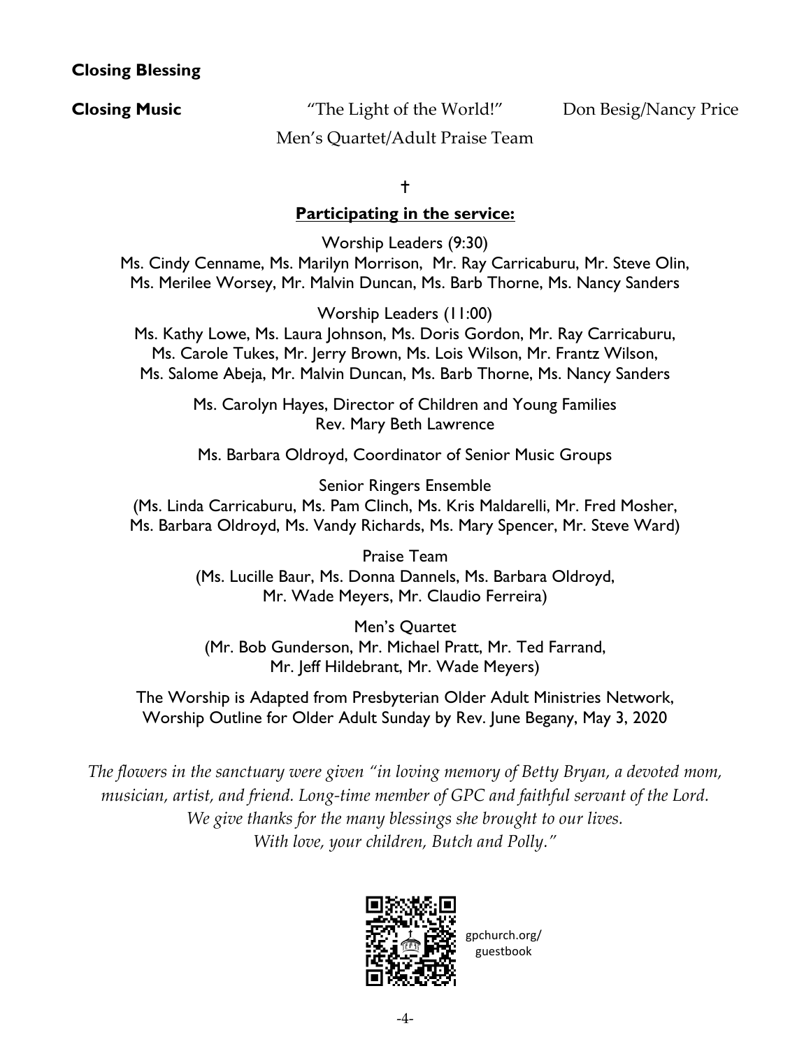**Closing Blessing**

**Closing Music** "The Light of the World!" Don Besig/Nancy Price
Men's Quartet/Adult Praise Team

†

**<u>Participating in the service:</u>**

Worship Leaders (9:30)
Ms. Cindy Cenname, Ms. Marilyn Morrison, Mr. Ray Carricaburu, Mr. Steve Olin, Ms. Merilee Worsey, Mr. Malvin Duncan, Ms. Barb Thorne, Ms. Nancy Sanders

Worship Leaders (11:00)
Ms. Kathy Lowe, Ms. Laura Johnson, Ms. Doris Gordon, Mr. Ray Carricaburu, Ms. Carole Tukes, Mr. Jerry Brown, Ms. Lois Wilson, Mr. Frantz Wilson, Ms. Salome Abeja, Mr. Malvin Duncan, Ms. Barb Thorne, Ms. Nancy Sanders

Ms. Carolyn Hayes, Director of Children and Young Families
Rev. Mary Beth Lawrence

Ms. Barbara Oldroyd, Coordinator of Senior Music Groups

Senior Ringers Ensemble
(Ms. Linda Carricaburu, Ms. Pam Clinch, Ms. Kris Maldarelli, Mr. Fred Mosher, Ms. Barbara Oldroyd, Ms. Vandy Richards, Ms. Mary Spencer, Mr. Steve Ward)

Praise Team
(Ms. Lucille Baur, Ms. Donna Dannels, Ms. Barbara Oldroyd, Mr. Wade Meyers, Mr. Claudio Ferreira)

Men's Quartet
(Mr. Bob Gunderson, Mr. Michael Pratt, Mr. Ted Farrand, Mr. Jeff Hildebrant, Mr. Wade Meyers)

The Worship is Adapted from Presbyterian Older Adult Ministries Network, Worship Outline for Older Adult Sunday by Rev. June Begany, May 3, 2020

*The flowers in the sanctuary were given "in loving memory of Betty Bryan, a devoted mom, musician, artist, and friend. Long-time member of GPC and faithful servant of the Lord. We give thanks for the many blessings she brought to our lives. With love, your children, Butch and Polly."*

gpchurch.org/guestbook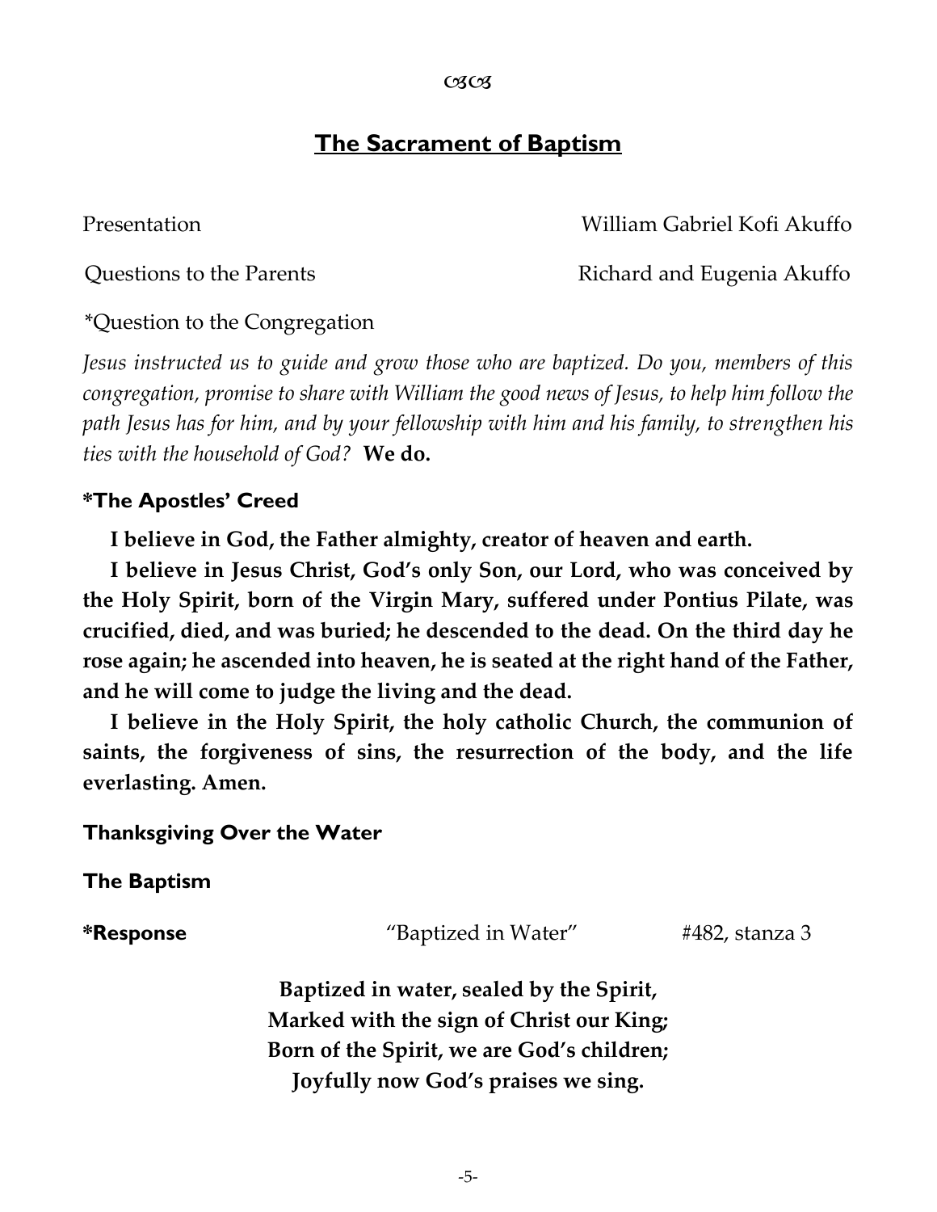ᏟᏜᏟᏜ

## The Sacrament of Baptism

Presentation — William Gabriel Kofi Akuffo

Questions to the Parents — Richard and Eugenia Akuffo

*Question to the Congregation

*Jesus instructed us to guide and grow those who are baptized. Do you, members of this congregation, promise to share with William the good news of Jesus, to help him follow the path Jesus has for him, and by your fellowship with him and his family, to strengthen his ties with the household of God?* **We do.**

### *The Apostles' Creed

**I believe in God, the Father almighty, creator of heaven and earth.**

**I believe in Jesus Christ, God's only Son, our Lord, who was conceived by the Holy Spirit, born of the Virgin Mary, suffered under Pontius Pilate, was crucified, died, and was buried; he descended to the dead. On the third day he rose again; he ascended into heaven, he is seated at the right hand of the Father, and he will come to judge the living and the dead.**

**I believe in the Holy Spirit, the holy catholic Church, the communion of saints, the forgiveness of sins, the resurrection of the body, and the life everlasting. Amen.**

### Thanksgiving Over the Water

### The Baptism

**\*Response** — "Baptized in Water" — #482, stanza 3

**Baptized in water, sealed by the Spirit,**
**Marked with the sign of Christ our King;**
**Born of the Spirit, we are God's children;**
**Joyfully now God's praises we sing.**